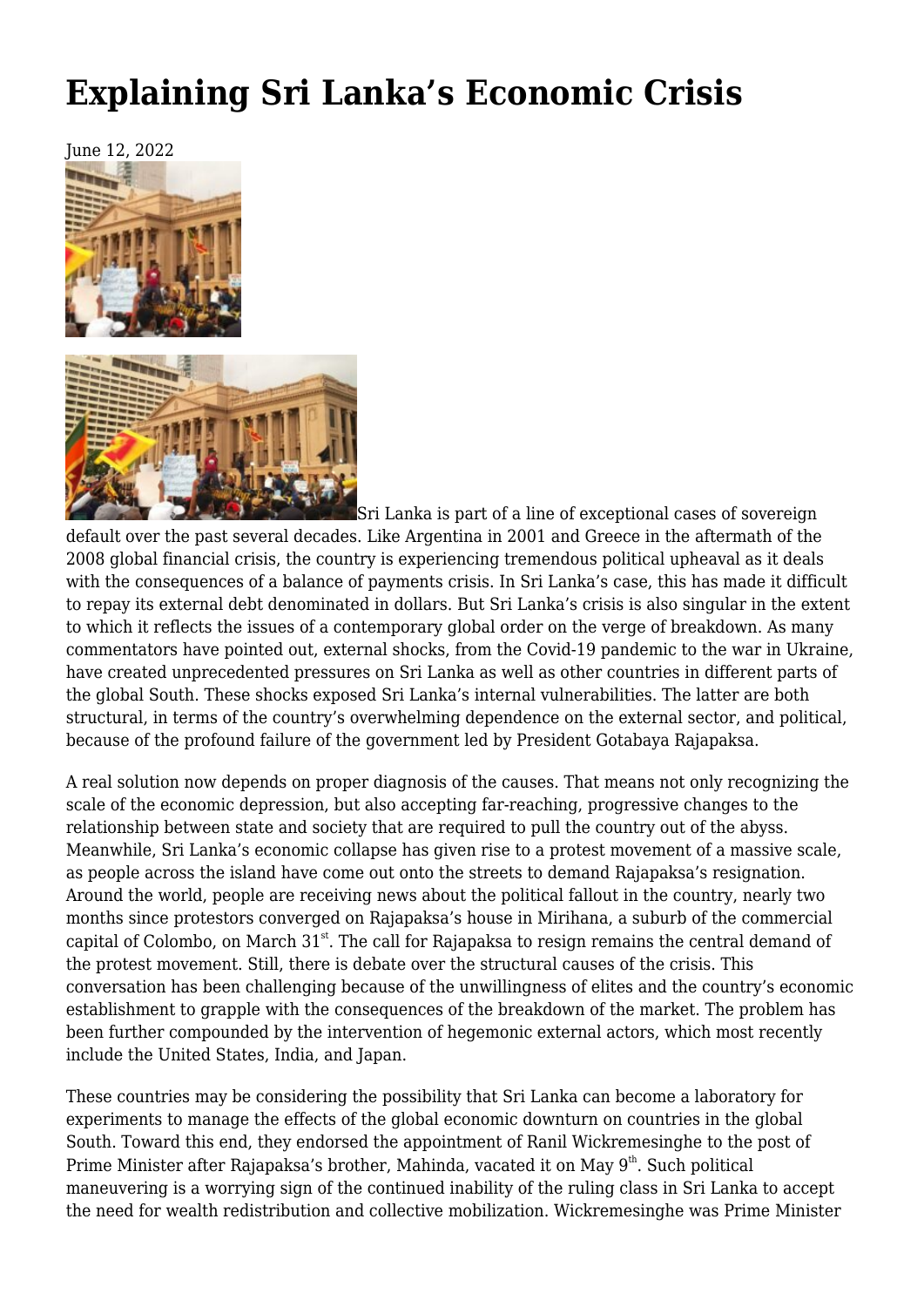# Explaining Sri Lanka's Economic Crisis

June 12, 2022

Sri Lanka is part of a line of exceptional cases of sovereign default over the past several decades. Like Argentina in 2001 and Greece in the aftermath of the 2008 global financial crisis, the country is experiencing tremendous political upheaval as it deals with the consequences of a balance of payments crisis. In Sri Lanka's case, this has made it difficult to repay its external debt denominated in dollars. But Sri Lanka's crisis is also singular in the extent to which it reflects the issues of a contemporary global order on the verge of breakdown. As many commentators have pointed out, external shocks, from the Covid-19 pandemic to the war in Ukraine, have created unprecedented pressures on Sri Lanka as well as other countries in different parts of the global South. These shocks exposed Sri Lanka's internal vulnerabilities. The latter are both structural, in terms of the country's overwhelming dependence on the external sector, and political, because of the profound failure of the government led by President Gotabaya Rajapaksa.

A real solution now depends on proper diagnosis of the causes. That means not only recognizing the scale of the economic depression, but also accepting far-reaching, progressive changes to the relationship between state and society that are required to pull the country out of the abyss. Meanwhile, Sri Lanka's economic collapse has given rise to a protest movement of a massive scale, as people across the island have come out onto the streets to demand Rajapaksa's resignation. Around the world, people are receiving news about the political fallout in the country, nearly two months since protestors converged on Rajapaksa's house in Mirihana, a suburb of the commercial capital of Colombo, on March 31st. The call for Rajapaksa to resign remains the central demand of the protest movement. Still, there is debate over the structural causes of the crisis. This conversation has been challenging because of the unwillingness of elites and the country's economic establishment to grapple with the consequences of the breakdown of the market. The problem has been further compounded by the intervention of hegemonic external actors, which most recently include the United States, India, and Japan.

These countries may be considering the possibility that Sri Lanka can become a laboratory for experiments to manage the effects of the global economic downturn on countries in the global South. Toward this end, they endorsed the appointment of Ranil Wickremesinghe to the post of Prime Minister after Rajapaksa's brother, Mahinda, vacated it on May 9th. Such political maneuvering is a worrying sign of the continued inability of the ruling class in Sri Lanka to accept the need for wealth redistribution and collective mobilization. Wickremesinghe was Prime Minister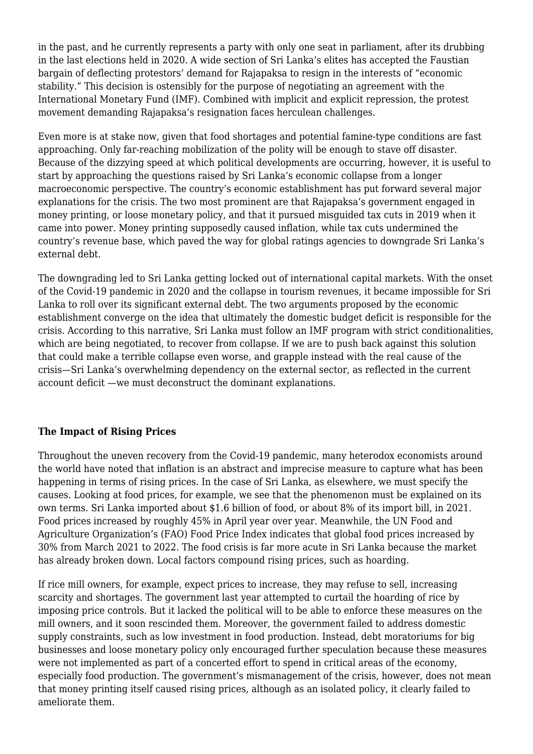in the past, and he currently represents a party with only one seat in parliament, after its drubbing in the last elections held in 2020. A wide section of Sri Lanka's elites has accepted the Faustian bargain of deflecting protestors' demand for Rajapaksa to resign in the interests of "economic stability." This decision is ostensibly for the purpose of negotiating an agreement with the International Monetary Fund (IMF). Combined with implicit and explicit repression, the protest movement demanding Rajapaksa's resignation faces herculean challenges.

Even more is at stake now, given that food shortages and potential famine-type conditions are fast approaching. Only far-reaching mobilization of the polity will be enough to stave off disaster. Because of the dizzying speed at which political developments are occurring, however, it is useful to start by approaching the questions raised by Sri Lanka's economic collapse from a longer macroeconomic perspective. The country's economic establishment has put forward several major explanations for the crisis. The two most prominent are that Rajapaksa's government engaged in money printing, or loose monetary policy, and that it pursued misguided tax cuts in 2019 when it came into power. Money printing supposedly caused inflation, while tax cuts undermined the country's revenue base, which paved the way for global ratings agencies to downgrade Sri Lanka's external debt.

The downgrading led to Sri Lanka getting locked out of international capital markets. With the onset of the Covid-19 pandemic in 2020 and the collapse in tourism revenues, it became impossible for Sri Lanka to roll over its significant external debt. The two arguments proposed by the economic establishment converge on the idea that ultimately the domestic budget deficit is responsible for the crisis. According to this narrative, Sri Lanka must follow an IMF program with strict conditionalities, which are being negotiated, to recover from collapse. If we are to push back against this solution that could make a terrible collapse even worse, and grapple instead with the real cause of the crisis—Sri Lanka's overwhelming dependency on the external sector, as reflected in the current account deficit —we must deconstruct the dominant explanations.

**The Impact of Rising Prices**

Throughout the uneven recovery from the Covid-19 pandemic, many heterodox economists around the world have noted that inflation is an abstract and imprecise measure to capture what has been happening in terms of rising prices. In the case of Sri Lanka, as elsewhere, we must specify the causes. Looking at food prices, for example, we see that the phenomenon must be explained on its own terms. Sri Lanka imported about $1.6 billion of food, or about 8% of its import bill, in 2021. Food prices increased by roughly 45% in April year over year. Meanwhile, the UN Food and Agriculture Organization's (FAO) Food Price Index indicates that global food prices increased by 30% from March 2021 to 2022. The food crisis is far more acute in Sri Lanka because the market has already broken down. Local factors compound rising prices, such as hoarding.

If rice mill owners, for example, expect prices to increase, they may refuse to sell, increasing scarcity and shortages. The government last year attempted to curtail the hoarding of rice by imposing price controls. But it lacked the political will to be able to enforce these measures on the mill owners, and it soon rescinded them. Moreover, the government failed to address domestic supply constraints, such as low investment in food production. Instead, debt moratoriums for big businesses and loose monetary policy only encouraged further speculation because these measures were not implemented as part of a concerted effort to spend in critical areas of the economy, especially food production. The government's mismanagement of the crisis, however, does not mean that money printing itself caused rising prices, although as an isolated policy, it clearly failed to ameliorate them.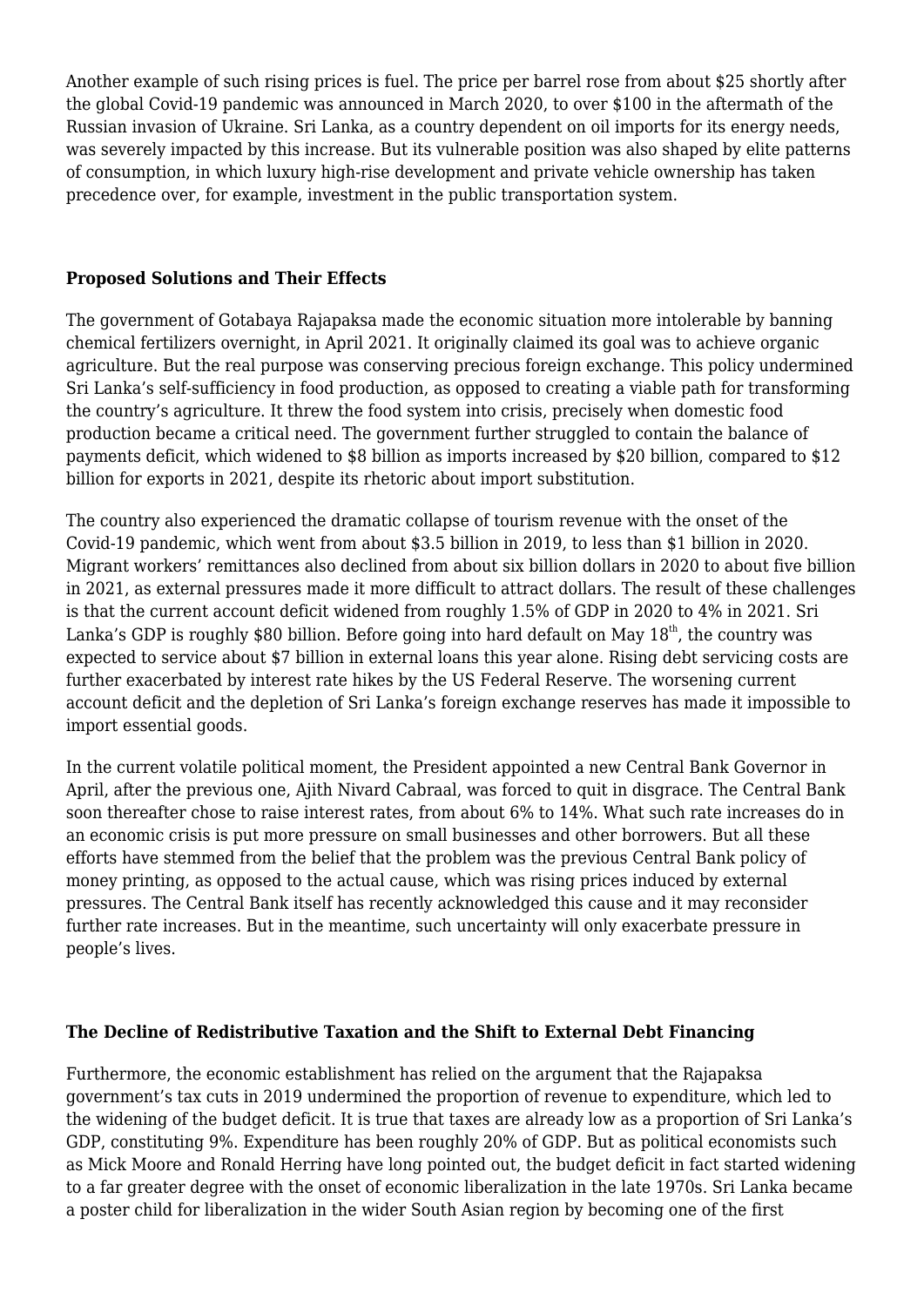Another example of such rising prices is fuel. The price per barrel rose from about $25 shortly after the global Covid-19 pandemic was announced in March 2020, to over $100 in the aftermath of the Russian invasion of Ukraine. Sri Lanka, as a country dependent on oil imports for its energy needs, was severely impacted by this increase. But its vulnerable position was also shaped by elite patterns of consumption, in which luxury high-rise development and private vehicle ownership has taken precedence over, for example, investment in the public transportation system.

**Proposed Solutions and Their Effects**

The government of Gotabaya Rajapaksa made the economic situation more intolerable by banning chemical fertilizers overnight, in April 2021. It originally claimed its goal was to achieve organic agriculture. But the real purpose was conserving precious foreign exchange. This policy undermined Sri Lanka's self-sufficiency in food production, as opposed to creating a viable path for transforming the country's agriculture. It threw the food system into crisis, precisely when domestic food production became a critical need. The government further struggled to contain the balance of payments deficit, which widened to $8 billion as imports increased by $20 billion, compared to $12 billion for exports in 2021, despite its rhetoric about import substitution.

The country also experienced the dramatic collapse of tourism revenue with the onset of the Covid-19 pandemic, which went from about $3.5 billion in 2019, to less than $1 billion in 2020. Migrant workers' remittances also declined from about six billion dollars in 2020 to about five billion in 2021, as external pressures made it more difficult to attract dollars. The result of these challenges is that the current account deficit widened from roughly 1.5% of GDP in 2020 to 4% in 2021. Sri Lanka's GDP is roughly $80 billion. Before going into hard default on May 18th, the country was expected to service about $7 billion in external loans this year alone. Rising debt servicing costs are further exacerbated by interest rate hikes by the US Federal Reserve. The worsening current account deficit and the depletion of Sri Lanka's foreign exchange reserves has made it impossible to import essential goods.

In the current volatile political moment, the President appointed a new Central Bank Governor in April, after the previous one, Ajith Nivard Cabraal, was forced to quit in disgrace. The Central Bank soon thereafter chose to raise interest rates, from about 6% to 14%. What such rate increases do in an economic crisis is put more pressure on small businesses and other borrowers. But all these efforts have stemmed from the belief that the problem was the previous Central Bank policy of money printing, as opposed to the actual cause, which was rising prices induced by external pressures. The Central Bank itself has recently acknowledged this cause and it may reconsider further rate increases. But in the meantime, such uncertainty will only exacerbate pressure in people's lives.

**The Decline of Redistributive Taxation and the Shift to External Debt Financing**

Furthermore, the economic establishment has relied on the argument that the Rajapaksa government's tax cuts in 2019 undermined the proportion of revenue to expenditure, which led to the widening of the budget deficit. It is true that taxes are already low as a proportion of Sri Lanka's GDP, constituting 9%. Expenditure has been roughly 20% of GDP. But as political economists such as Mick Moore and Ronald Herring have long pointed out, the budget deficit in fact started widening to a far greater degree with the onset of economic liberalization in the late 1970s. Sri Lanka became a poster child for liberalization in the wider South Asian region by becoming one of the first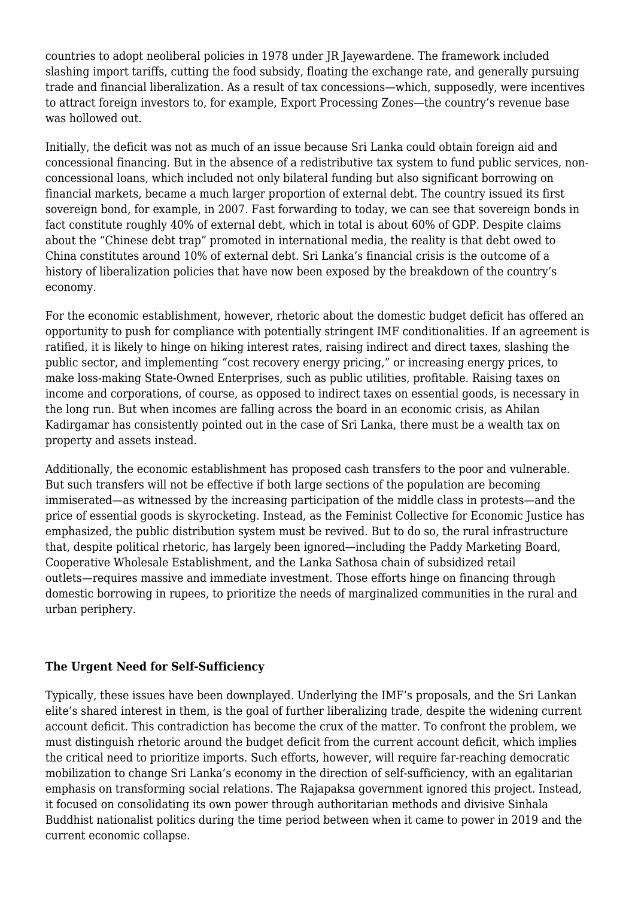countries to adopt neoliberal policies in 1978 under JR Jayewardene. The framework included slashing import tariffs, cutting the food subsidy, floating the exchange rate, and generally pursuing trade and financial liberalization. As a result of tax concessions—which, supposedly, were incentives to attract foreign investors to, for example, Export Processing Zones—the country's revenue base was hollowed out.

Initially, the deficit was not as much of an issue because Sri Lanka could obtain foreign aid and concessional financing. But in the absence of a redistributive tax system to fund public services, non-concessional loans, which included not only bilateral funding but also significant borrowing on financial markets, became a much larger proportion of external debt. The country issued its first sovereign bond, for example, in 2007. Fast forwarding to today, we can see that sovereign bonds in fact constitute roughly 40% of external debt, which in total is about 60% of GDP. Despite claims about the "Chinese debt trap" promoted in international media, the reality is that debt owed to China constitutes around 10% of external debt. Sri Lanka's financial crisis is the outcome of a history of liberalization policies that have now been exposed by the breakdown of the country's economy.

For the economic establishment, however, rhetoric about the domestic budget deficit has offered an opportunity to push for compliance with potentially stringent IMF conditionalities. If an agreement is ratified, it is likely to hinge on hiking interest rates, raising indirect and direct taxes, slashing the public sector, and implementing "cost recovery energy pricing," or increasing energy prices, to make loss-making State-Owned Enterprises, such as public utilities, profitable. Raising taxes on income and corporations, of course, as opposed to indirect taxes on essential goods, is necessary in the long run. But when incomes are falling across the board in an economic crisis, as Ahilan Kadirgamar has consistently pointed out in the case of Sri Lanka, there must be a wealth tax on property and assets instead.

Additionally, the economic establishment has proposed cash transfers to the poor and vulnerable. But such transfers will not be effective if both large sections of the population are becoming immiserated—as witnessed by the increasing participation of the middle class in protests—and the price of essential goods is skyrocketing. Instead, as the Feminist Collective for Economic Justice has emphasized, the public distribution system must be revived. But to do so, the rural infrastructure that, despite political rhetoric, has largely been ignored—including the Paddy Marketing Board, Cooperative Wholesale Establishment, and the Lanka Sathosa chain of subsidized retail outlets—requires massive and immediate investment. Those efforts hinge on financing through domestic borrowing in rupees, to prioritize the needs of marginalized communities in the rural and urban periphery.

**The Urgent Need for Self-Sufficiency**

Typically, these issues have been downplayed. Underlying the IMF's proposals, and the Sri Lankan elite's shared interest in them, is the goal of further liberalizing trade, despite the widening current account deficit. This contradiction has become the crux of the matter. To confront the problem, we must distinguish rhetoric around the budget deficit from the current account deficit, which implies the critical need to prioritize imports. Such efforts, however, will require far-reaching democratic mobilization to change Sri Lanka's economy in the direction of self-sufficiency, with an egalitarian emphasis on transforming social relations. The Rajapaksa government ignored this project. Instead, it focused on consolidating its own power through authoritarian methods and divisive Sinhala Buddhist nationalist politics during the time period between when it came to power in 2019 and the current economic collapse.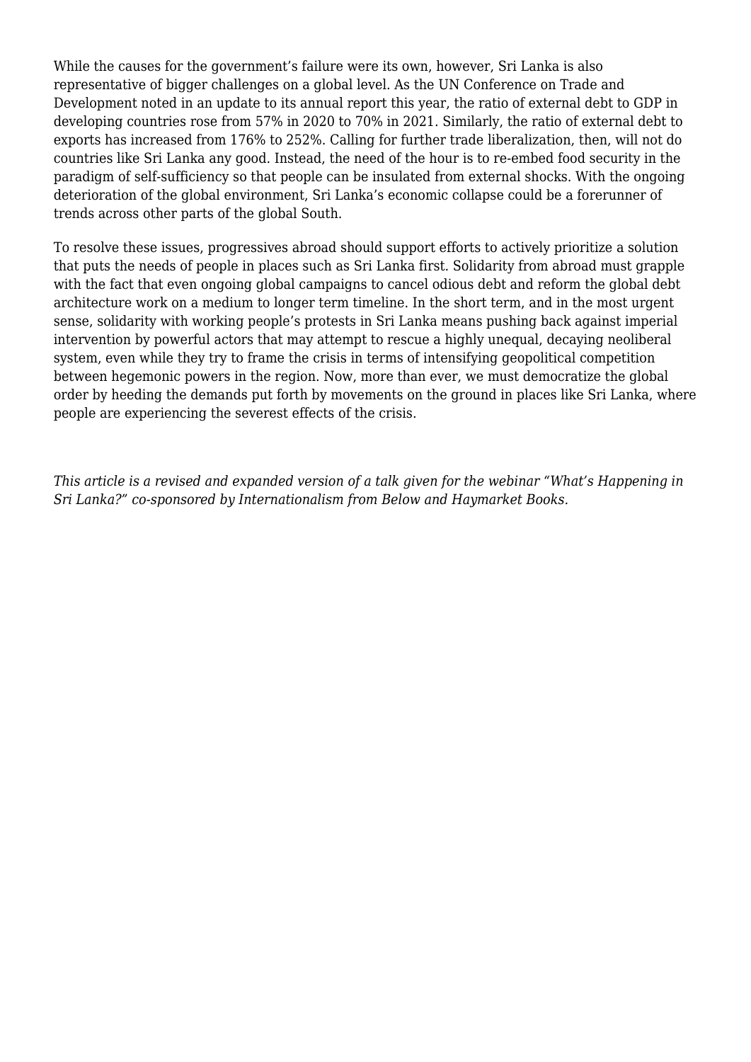While the causes for the government's failure were its own, however, Sri Lanka is also representative of bigger challenges on a global level. As the UN Conference on Trade and Development noted in an update to its annual report this year, the ratio of external debt to GDP in developing countries rose from 57% in 2020 to 70% in 2021. Similarly, the ratio of external debt to exports has increased from 176% to 252%. Calling for further trade liberalization, then, will not do countries like Sri Lanka any good. Instead, the need of the hour is to re-embed food security in the paradigm of self-sufficiency so that people can be insulated from external shocks. With the ongoing deterioration of the global environment, Sri Lanka's economic collapse could be a forerunner of trends across other parts of the global South.

To resolve these issues, progressives abroad should support efforts to actively prioritize a solution that puts the needs of people in places such as Sri Lanka first. Solidarity from abroad must grapple with the fact that even ongoing global campaigns to cancel odious debt and reform the global debt architecture work on a medium to longer term timeline. In the short term, and in the most urgent sense, solidarity with working people's protests in Sri Lanka means pushing back against imperial intervention by powerful actors that may attempt to rescue a highly unequal, decaying neoliberal system, even while they try to frame the crisis in terms of intensifying geopolitical competition between hegemonic powers in the region. Now, more than ever, we must democratize the global order by heeding the demands put forth by movements on the ground in places like Sri Lanka, where people are experiencing the severest effects of the crisis.

*This article is a revised and expanded version of a talk given for the webinar "What's Happening in Sri Lanka?" co-sponsored by Internationalism from Below and Haymarket Books.*